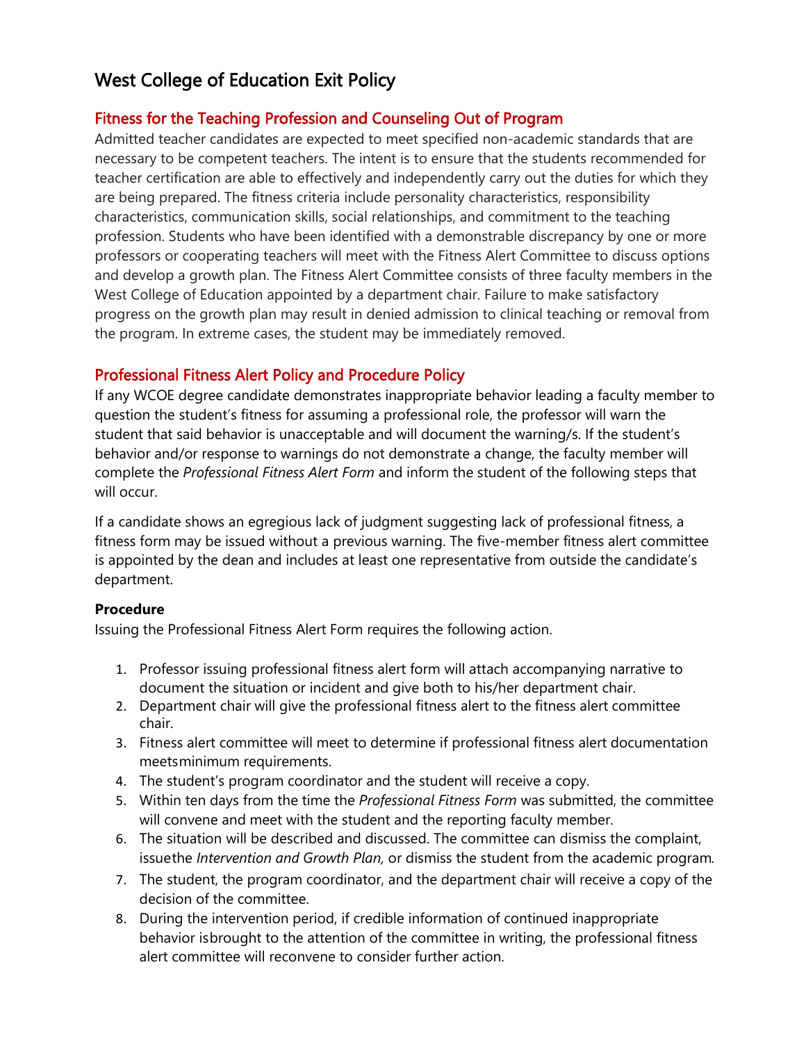# West College of Education Exit Policy

## Fitness for the Teaching Profession and Counseling Out of Program

Admitted teacher candidates are expected to meet specified non-academic standards that are necessary to be competent teachers. The intent is to ensure that the students recommended for teacher certification are able to effectively and independently carry out the duties for which they are being prepared. The fitness criteria include personality characteristics, responsibility characteristics, communication skills, social relationships, and commitment to the teaching profession. Students who have been identified with a demonstrable discrepancy by one or more professors or cooperating teachers will meet with the Fitness Alert Committee to discuss options and develop a growth plan. The Fitness Alert Committee consists of three faculty members in the West College of Education appointed by a department chair. Failure to make satisfactory progress on the growth plan may result in denied admission to clinical teaching or removal from the program. In extreme cases, the student may be immediately removed.

## Professional Fitness Alert Policy and Procedure Policy

If any WCOE degree candidate demonstrates inappropriate behavior leading a faculty member to question the student's fitness for assuming a professional role, the professor will warn the student that said behavior is unacceptable and will document the warning/s. If the student's behavior and/or response to warnings do not demonstrate a change, the faculty member will complete the *Professional Fitness Alert Form* and inform the student of the following steps that will occur.

If a candidate shows an egregious lack of judgment suggesting lack of professional fitness, a fitness form may be issued without a previous warning. The five-member fitness alert committee is appointed by the dean and includes at least one representative from outside the candidate's department.

### Procedure

Issuing the Professional Fitness Alert Form requires the following action.

1. Professor issuing professional fitness alert form will attach accompanying narrative to document the situation or incident and give both to his/her department chair.
2. Department chair will give the professional fitness alert to the fitness alert committee chair.
3. Fitness alert committee will meet to determine if professional fitness alert documentation meetsminimum requirements.
4. The student's program coordinator and the student will receive a copy.
5. Within ten days from the time the *Professional Fitness Form* was submitted, the committee will convene and meet with the student and the reporting faculty member.
6. The situation will be described and discussed. The committee can dismiss the complaint, issuethe *Intervention and Growth Plan,* or dismiss the student from the academic program.
7. The student, the program coordinator, and the department chair will receive a copy of the decision of the committee.
8. During the intervention period, if credible information of continued inappropriate behavior isbrought to the attention of the committee in writing, the professional fitness alert committee will reconvene to consider further action.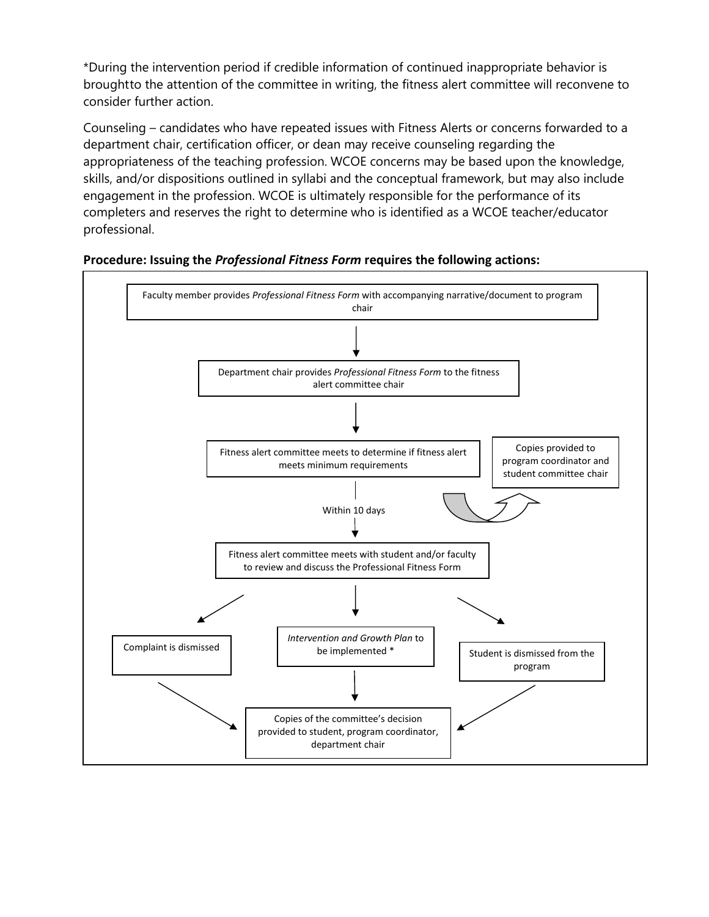*During the intervention period if credible information of continued inappropriate behavior is broughtto the attention of the committee in writing, the fitness alert committee will reconvene to consider further action.

Counseling – candidates who have repeated issues with Fitness Alerts or concerns forwarded to a department chair, certification officer, or dean may receive counseling regarding the appropriateness of the teaching profession. WCOE concerns may be based upon the knowledge, skills, and/or dispositions outlined in syllabi and the conceptual framework, but may also include engagement in the profession. WCOE is ultimately responsible for the performance of its completers and reserves the right to determine who is identified as a WCOE teacher/educator professional.

**Procedure: Issuing the *Professional Fitness Form* requires the following actions:**

1. Faculty member provides *Professional Fitness Form* with accompanying narrative/document to program chair
2. ↓ Department chair provides *Professional Fitness Form* to the fitness alert committee chair
3. ↓ Fitness alert committee meets to determine if fitness alert meets minimum requirements
   - → Copies provided to program coordinator and student committee chair
4. ↓ Within 10 days: Fitness alert committee meets with student and/or faculty to review and discuss the Professional Fitness Form
5. ↓ One of the following outcomes:
   - Complaint is dismissed
   - *Intervention and Growth Plan* to be implemented *
   - Student is dismissed from the program
6. ↓ Copies of the committee's decision provided to student, program coordinator, department chair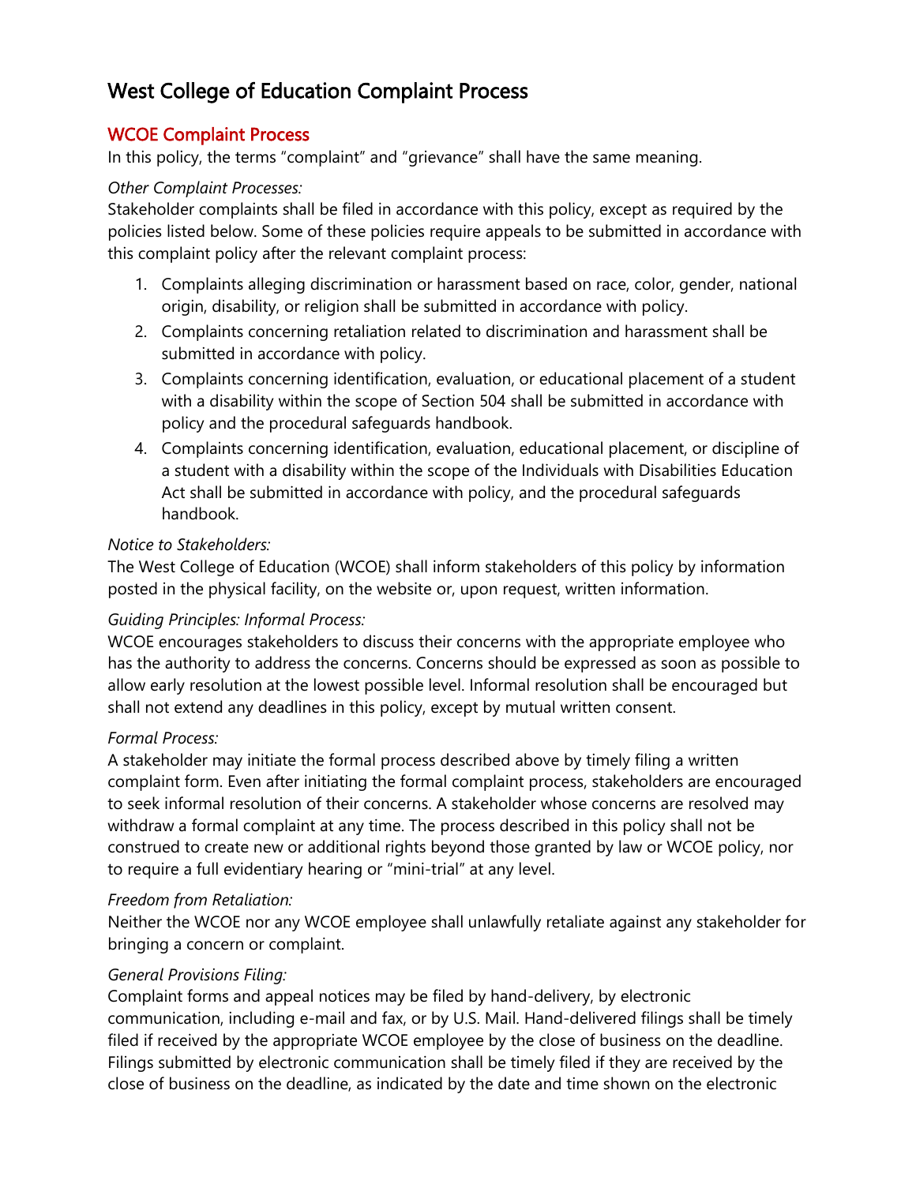# West College of Education Complaint Process

## WCOE Complaint Process

In this policy, the terms "complaint" and "grievance" shall have the same meaning.

*Other Complaint Processes:*

Stakeholder complaints shall be filed in accordance with this policy, except as required by the policies listed below. Some of these policies require appeals to be submitted in accordance with this complaint policy after the relevant complaint process:

1. Complaints alleging discrimination or harassment based on race, color, gender, national origin, disability, or religion shall be submitted in accordance with policy.
2. Complaints concerning retaliation related to discrimination and harassment shall be submitted in accordance with policy.
3. Complaints concerning identification, evaluation, or educational placement of a student with a disability within the scope of Section 504 shall be submitted in accordance with policy and the procedural safeguards handbook.
4. Complaints concerning identification, evaluation, educational placement, or discipline of a student with a disability within the scope of the Individuals with Disabilities Education Act shall be submitted in accordance with policy, and the procedural safeguards handbook.

*Notice to Stakeholders:*

The West College of Education (WCOE) shall inform stakeholders of this policy by information posted in the physical facility, on the website or, upon request, written information.

*Guiding Principles: Informal Process:*

WCOE encourages stakeholders to discuss their concerns with the appropriate employee who has the authority to address the concerns. Concerns should be expressed as soon as possible to allow early resolution at the lowest possible level. Informal resolution shall be encouraged but shall not extend any deadlines in this policy, except by mutual written consent.

*Formal Process:*

A stakeholder may initiate the formal process described above by timely filing a written complaint form. Even after initiating the formal complaint process, stakeholders are encouraged to seek informal resolution of their concerns. A stakeholder whose concerns are resolved may withdraw a formal complaint at any time. The process described in this policy shall not be construed to create new or additional rights beyond those granted by law or WCOE policy, nor to require a full evidentiary hearing or "mini-trial" at any level.

*Freedom from Retaliation:*

Neither the WCOE nor any WCOE employee shall unlawfully retaliate against any stakeholder for bringing a concern or complaint.

*General Provisions Filing:*

Complaint forms and appeal notices may be filed by hand-delivery, by electronic communication, including e-mail and fax, or by U.S. Mail. Hand-delivered filings shall be timely filed if received by the appropriate WCOE employee by the close of business on the deadline. Filings submitted by electronic communication shall be timely filed if they are received by the close of business on the deadline, as indicated by the date and time shown on the electronic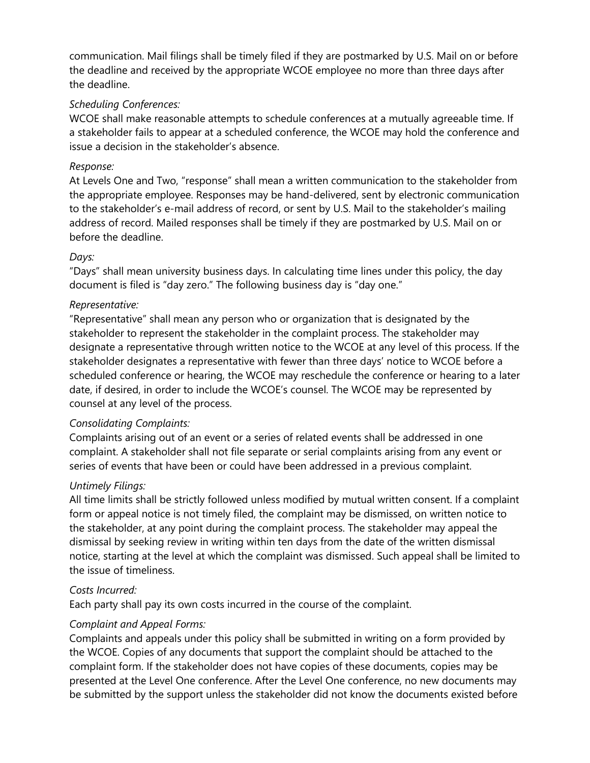communication. Mail filings shall be timely filed if they are postmarked by U.S. Mail on or before the deadline and received by the appropriate WCOE employee no more than three days after the deadline.

*Scheduling Conferences:*

WCOE shall make reasonable attempts to schedule conferences at a mutually agreeable time. If a stakeholder fails to appear at a scheduled conference, the WCOE may hold the conference and issue a decision in the stakeholder's absence.

*Response:*

At Levels One and Two, "response" shall mean a written communication to the stakeholder from the appropriate employee. Responses may be hand-delivered, sent by electronic communication to the stakeholder's e-mail address of record, or sent by U.S. Mail to the stakeholder's mailing address of record. Mailed responses shall be timely if they are postmarked by U.S. Mail on or before the deadline.

*Days:*

"Days" shall mean university business days. In calculating time lines under this policy, the day document is filed is "day zero." The following business day is "day one."

*Representative:*

"Representative" shall mean any person who or organization that is designated by the stakeholder to represent the stakeholder in the complaint process. The stakeholder may designate a representative through written notice to the WCOE at any level of this process. If the stakeholder designates a representative with fewer than three days' notice to WCOE before a scheduled conference or hearing, the WCOE may reschedule the conference or hearing to a later date, if desired, in order to include the WCOE's counsel. The WCOE may be represented by counsel at any level of the process.

*Consolidating Complaints:*

Complaints arising out of an event or a series of related events shall be addressed in one complaint. A stakeholder shall not file separate or serial complaints arising from any event or series of events that have been or could have been addressed in a previous complaint.

*Untimely Filings:*

All time limits shall be strictly followed unless modified by mutual written consent. If a complaint form or appeal notice is not timely filed, the complaint may be dismissed, on written notice to the stakeholder, at any point during the complaint process. The stakeholder may appeal the dismissal by seeking review in writing within ten days from the date of the written dismissal notice, starting at the level at which the complaint was dismissed. Such appeal shall be limited to the issue of timeliness.

*Costs Incurred:*

Each party shall pay its own costs incurred in the course of the complaint.

*Complaint and Appeal Forms:*

Complaints and appeals under this policy shall be submitted in writing on a form provided by the WCOE. Copies of any documents that support the complaint should be attached to the complaint form. If the stakeholder does not have copies of these documents, copies may be presented at the Level One conference. After the Level One conference, no new documents may be submitted by the support unless the stakeholder did not know the documents existed before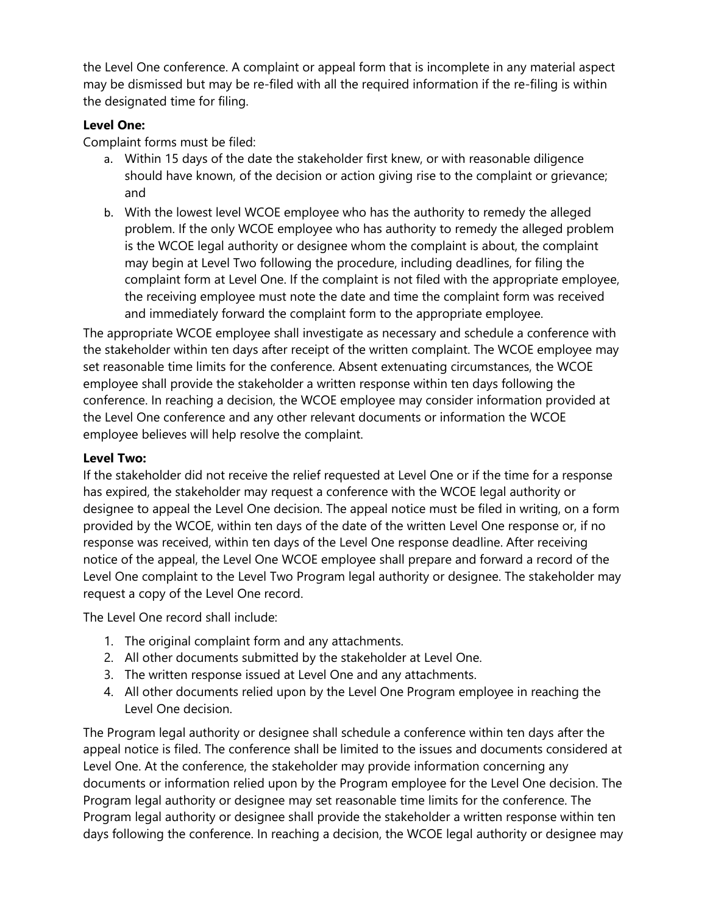the Level One conference. A complaint or appeal form that is incomplete in any material aspect may be dismissed but may be re-filed with all the required information if the re-filing is within the designated time for filing.

**Level One:**

Complaint forms must be filed:

a. Within 15 days of the date the stakeholder first knew, or with reasonable diligence should have known, of the decision or action giving rise to the complaint or grievance; and
b. With the lowest level WCOE employee who has the authority to remedy the alleged problem. If the only WCOE employee who has authority to remedy the alleged problem is the WCOE legal authority or designee whom the complaint is about, the complaint may begin at Level Two following the procedure, including deadlines, for filing the complaint form at Level One. If the complaint is not filed with the appropriate employee, the receiving employee must note the date and time the complaint form was received and immediately forward the complaint form to the appropriate employee.

The appropriate WCOE employee shall investigate as necessary and schedule a conference with the stakeholder within ten days after receipt of the written complaint. The WCOE employee may set reasonable time limits for the conference. Absent extenuating circumstances, the WCOE employee shall provide the stakeholder a written response within ten days following the conference. In reaching a decision, the WCOE employee may consider information provided at the Level One conference and any other relevant documents or information the WCOE employee believes will help resolve the complaint.

**Level Two:**

If the stakeholder did not receive the relief requested at Level One or if the time for a response has expired, the stakeholder may request a conference with the WCOE legal authority or designee to appeal the Level One decision. The appeal notice must be filed in writing, on a form provided by the WCOE, within ten days of the date of the written Level One response or, if no response was received, within ten days of the Level One response deadline. After receiving notice of the appeal, the Level One WCOE employee shall prepare and forward a record of the Level One complaint to the Level Two Program legal authority or designee. The stakeholder may request a copy of the Level One record.

The Level One record shall include:

1. The original complaint form and any attachments.
2. All other documents submitted by the stakeholder at Level One.
3. The written response issued at Level One and any attachments.
4. All other documents relied upon by the Level One Program employee in reaching the Level One decision.

The Program legal authority or designee shall schedule a conference within ten days after the appeal notice is filed. The conference shall be limited to the issues and documents considered at Level One. At the conference, the stakeholder may provide information concerning any documents or information relied upon by the Program employee for the Level One decision. The Program legal authority or designee may set reasonable time limits for the conference. The Program legal authority or designee shall provide the stakeholder a written response within ten days following the conference. In reaching a decision, the WCOE legal authority or designee may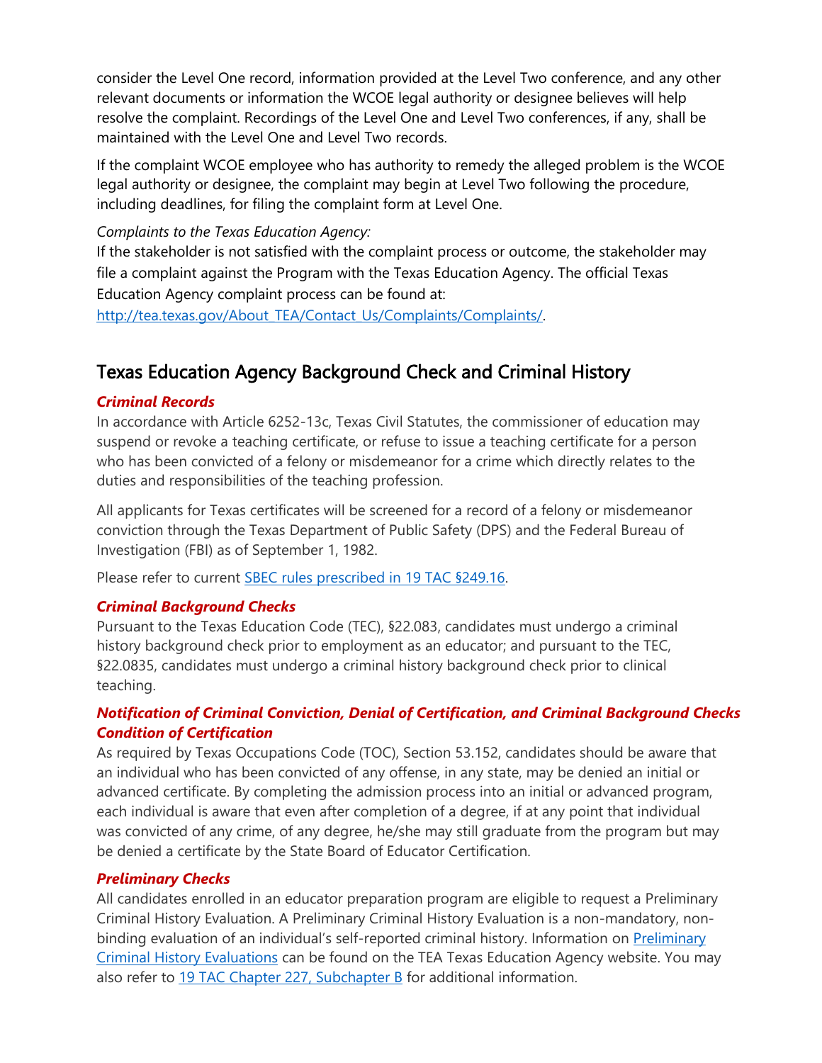consider the Level One record, information provided at the Level Two conference, and any other relevant documents or information the WCOE legal authority or designee believes will help resolve the complaint. Recordings of the Level One and Level Two conferences, if any, shall be maintained with the Level One and Level Two records.

If the complaint WCOE employee who has authority to remedy the alleged problem is the WCOE legal authority or designee, the complaint may begin at Level Two following the procedure, including deadlines, for filing the complaint form at Level One.

*Complaints to the Texas Education Agency:*
If the stakeholder is not satisfied with the complaint process or outcome, the stakeholder may file a complaint against the Program with the Texas Education Agency. The official Texas Education Agency complaint process can be found at:
[http://tea.texas.gov/About_TEA/Contact_Us/Complaints/Complaints/](http://tea.texas.gov/About_TEA/Contact_Us/Complaints/Complaints/).

## Texas Education Agency Background Check and Criminal History

### *Criminal Records*

In accordance with Article 6252-13c, Texas Civil Statutes, the commissioner of education may suspend or revoke a teaching certificate, or refuse to issue a teaching certificate for a person who has been convicted of a felony or misdemeanor for a crime which directly relates to the duties and responsibilities of the teaching profession.

All applicants for Texas certificates will be screened for a record of a felony or misdemeanor conviction through the Texas Department of Public Safety (DPS) and the Federal Bureau of Investigation (FBI) as of September 1, 1982.

Please refer to current SBEC rules prescribed in 19 TAC §249.16.

### *Criminal Background Checks*

Pursuant to the Texas Education Code (TEC), §22.083, candidates must undergo a criminal history background check prior to employment as an educator; and pursuant to the TEC, §22.0835, candidates must undergo a criminal history background check prior to clinical teaching.

### *Notification of Criminal Conviction, Denial of Certification, and Criminal Background Checks Condition of Certification*

As required by Texas Occupations Code (TOC), Section 53.152, candidates should be aware that an individual who has been convicted of any offense, in any state, may be denied an initial or advanced certificate. By completing the admission process into an initial or advanced program, each individual is aware that even after completion of a degree, if at any point that individual was convicted of any crime, of any degree, he/she may still graduate from the program but may be denied a certificate by the State Board of Educator Certification.

### *Preliminary Checks*

All candidates enrolled in an educator preparation program are eligible to request a Preliminary Criminal History Evaluation. A Preliminary Criminal History Evaluation is a non-mandatory, non-binding evaluation of an individual's self-reported criminal history. Information on Preliminary Criminal History Evaluations can be found on the TEA Texas Education Agency website. You may also refer to 19 TAC Chapter 227, Subchapter B for additional information.